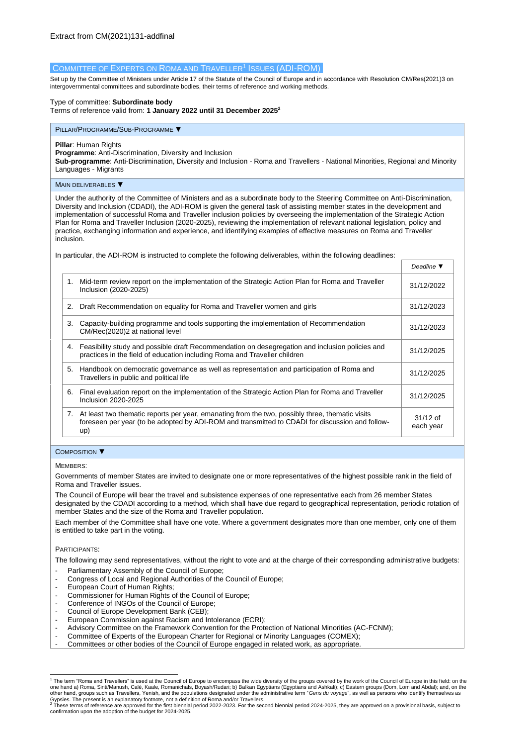Extract from CM(2021)131-addfinal

## Committee of Experts on Roma and Traveller[1] Issues (ADI-ROM)

Set up by the Committee of Ministers under Article 17 of the Statute of the Council of Europe and in accordance with Resolution CM/Res(2021)3 on intergovernmental committees and subordinate bodies, their terms of reference and working methods.

Type of committee: **Subordinate body**

Terms of reference valid from: **1 January 2022 until 31 December 2025[2]**

### Pillar/Programme/Sub-Programme ▼

**Pillar**: Human Rights

**Programme**: Anti-Discrimination, Diversity and Inclusion

**Sub-programme**: Anti-Discrimination, Diversity and Inclusion - Roma and Travellers - National Minorities, Regional and Minority Languages - Migrants

### Main deliverables ▼

Under the authority of the Committee of Ministers and as a subordinate body to the Steering Committee on Anti-Discrimination, Diversity and Inclusion (CDADI), the ADI-ROM is given the general task of assisting member states in the development and implementation of successful Roma and Traveller inclusion policies by overseeing the implementation of the Strategic Action Plan for Roma and Traveller Inclusion (2020-2025), reviewing the implementation of relevant national legislation, policy and practice, exchanging information and experience, and identifying examples of effective measures on Roma and Traveller inclusion.

In particular, the ADI-ROM is instructed to complete the following deliverables, within the following deadlines:

| | *Deadline* ▼ |
|---|---|
| 1. Mid-term review report on the implementation of the Strategic Action Plan for Roma and Traveller Inclusion (2020-2025) | 31/12/2022 |
| 2. Draft Recommendation on equality for Roma and Traveller women and girls | 31/12/2023 |
| 3. Capacity-building programme and tools supporting the implementation of Recommendation CM/Rec(2020)2 at national level | 31/12/2023 |
| 4. Feasibility study and possible draft Recommendation on desegregation and inclusion policies and practices in the field of education including Roma and Traveller children | 31/12/2025 |
| 5. Handbook on democratic governance as well as representation and participation of Roma and Travellers in public and political life | 31/12/2025 |
| 6. Final evaluation report on the implementation of the Strategic Action Plan for Roma and Traveller Inclusion 2020-2025 | 31/12/2025 |
| 7. At least two thematic reports per year, emanating from the two, possibly three, thematic visits foreseen per year (to be adopted by ADI-ROM and transmitted to CDADI for discussion and follow-up) | 31/12 of each year |

### Composition ▼

Members:

Governments of member States are invited to designate one or more representatives of the highest possible rank in the field of Roma and Traveller issues.

The Council of Europe will bear the travel and subsistence expenses of one representative each from 26 member States designated by the CDADI according to a method, which shall have due regard to geographical representation, periodic rotation of member States and the size of the Roma and Traveller population.

Each member of the Committee shall have one vote. Where a government designates more than one member, only one of them is entitled to take part in the voting.

Participants:

The following may send representatives, without the right to vote and at the charge of their corresponding administrative budgets:

- Parliamentary Assembly of the Council of Europe;
- Congress of Local and Regional Authorities of the Council of Europe;
- European Court of Human Rights;
- Commissioner for Human Rights of the Council of Europe;
- Conference of INGOs of the Council of Europe;
- Council of Europe Development Bank (CEB);
- European Commission against Racism and Intolerance (ECRI);
- Advisory Committee on the Framework Convention for the Protection of National Minorities (AC-FCNM);
- Committee of Experts of the European Charter for Regional or Minority Languages (COMEX);
- Committees or other bodies of the Council of Europe engaged in related work, as appropriate.

---

[1] The term "Roma and Travellers" is used at the Council of Europe to encompass the wide diversity of the groups covered by the work of the Council of Europe in this field: on the one hand a) Roma, Sinti/Manush, Calé, Kaale, Romanichals, Boyash/Rudari; b) Balkan Egyptians (Egyptians and Ashkali); c) Eastern groups (Dom, Lom and Abdal); and, on the other hand, groups such as Travellers, Yenish, and the populations designated under the administrative term "*Gens du voyage*", as well as persons who identify themselves as Gypsies. The present is an explanatory footnote, not a definition of Roma and/or Travellers.

[2] These terms of reference are approved for the first biennial period 2022-2023. For the second biennial period 2024-2025, they are approved on a provisional basis, subject to confirmation upon the adoption of the budget for 2024-2025.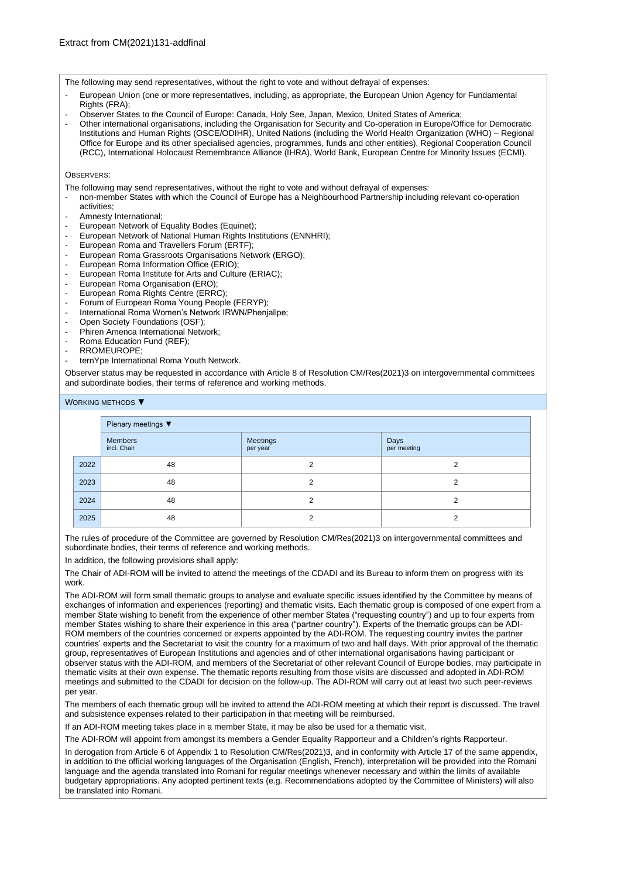Extract from CM(2021)131-addfinal

The following may send representatives, without the right to vote and without defrayal of expenses:

- European Union (one or more representatives, including, as appropriate, the European Union Agency for Fundamental Rights (FRA);
- Observer States to the Council of Europe: Canada, Holy See, Japan, Mexico, United States of America;
- Other international organisations, including the Organisation for Security and Co-operation in Europe/Office for Democratic Institutions and Human Rights (OSCE/ODIHR), United Nations (including the World Health Organization (WHO) – Regional Office for Europe and its other specialised agencies, programmes, funds and other entities), Regional Cooperation Council (RCC), International Holocaust Remembrance Alliance (IHRA), World Bank, European Centre for Minority Issues (ECMI).

OBSERVERS:

The following may send representatives, without the right to vote and without defrayal of expenses:

- non-member States with which the Council of Europe has a Neighbourhood Partnership including relevant co-operation activities;
- Amnesty International;
- European Network of Equality Bodies (Equinet);
- European Network of National Human Rights Institutions (ENNHRI);
- European Roma and Travellers Forum (ERTF);
- European Roma Grassroots Organisations Network (ERGO);
- European Roma Information Office (ERIO);
- European Roma Institute for Arts and Culture (ERIAC);
- European Roma Organisation (ERO);
- European Roma Rights Centre (ERRC);
- Forum of European Roma Young People (FERYP);
- International Roma Women's Network IRWN/Phenjalipe;
- Open Society Foundations (OSF);
- Phiren Amenca International Network;
- Roma Education Fund (REF);
- RROMEUROPE;
- ternYpe International Roma Youth Network.

Observer status may be requested in accordance with Article 8 of Resolution CM/Res(2021)3 on intergovernmental committees and subordinate bodies, their terms of reference and working methods.

WORKING METHODS ▼

| | Plenary meetings ▼ | | |
|---|---|---|---|
| | Members incl. Chair | Meetings per year | Days per meeting |
| 2022 | 48 | 2 | 2 |
| 2023 | 48 | 2 | 2 |
| 2024 | 48 | 2 | 2 |
| 2025 | 48 | 2 | 2 |

The rules of procedure of the Committee are governed by Resolution CM/Res(2021)3 on intergovernmental committees and subordinate bodies, their terms of reference and working methods.

In addition, the following provisions shall apply:

The Chair of ADI-ROM will be invited to attend the meetings of the CDADI and its Bureau to inform them on progress with its work.

The ADI-ROM will form small thematic groups to analyse and evaluate specific issues identified by the Committee by means of exchanges of information and experiences (reporting) and thematic visits. Each thematic group is composed of one expert from a member State wishing to benefit from the experience of other member States ("requesting country") and up to four experts from member States wishing to share their experience in this area ("partner country"). Experts of the thematic groups can be ADI-ROM members of the countries concerned or experts appointed by the ADI-ROM. The requesting country invites the partner countries' experts and the Secretariat to visit the country for a maximum of two and half days. With prior approval of the thematic group, representatives of European Institutions and agencies and of other international organisations having participant or observer status with the ADI-ROM, and members of the Secretariat of other relevant Council of Europe bodies, may participate in thematic visits at their own expense. The thematic reports resulting from those visits are discussed and adopted in ADI-ROM meetings and submitted to the CDADI for decision on the follow-up. The ADI-ROM will carry out at least two such peer-reviews per year.

The members of each thematic group will be invited to attend the ADI-ROM meeting at which their report is discussed. The travel and subsistence expenses related to their participation in that meeting will be reimbursed.

If an ADI-ROM meeting takes place in a member State, it may be also be used for a thematic visit.

The ADI-ROM will appoint from amongst its members a Gender Equality Rapporteur and a Children's rights Rapporteur.

In derogation from Article 6 of Appendix 1 to Resolution CM/Res(2021)3, and in conformity with Article 17 of the same appendix, in addition to the official working languages of the Organisation (English, French), interpretation will be provided into the Romani language and the agenda translated into Romani for regular meetings whenever necessary and within the limits of available budgetary appropriations. Any adopted pertinent texts (e.g. Recommendations adopted by the Committee of Ministers) will also be translated into Romani.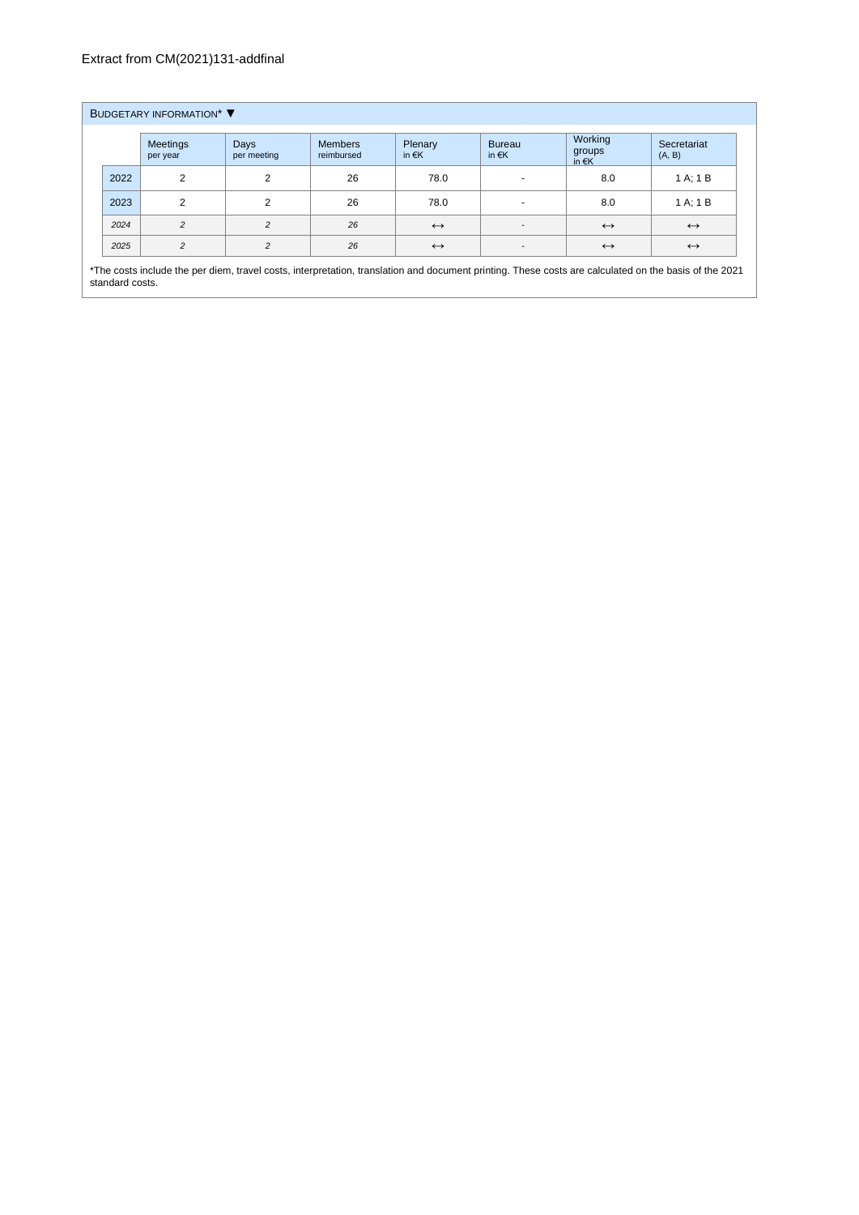Extract from CM(2021)131-addfinal

BUDGETARY INFORMATION* ▼

| | Meetings per year | Days per meeting | Members reimbursed | Plenary in €K | Bureau in €K | Working groups in €K | Secretariat (A, B) |
|---|---|---|---|---|---|---|---|
| 2022 | 2 | 2 | 26 | 78.0 | - | 8.0 | 1 A; 1 B |
| 2023 | 2 | 2 | 26 | 78.0 | - | 8.0 | 1 A; 1 B |
| *2024* | *2* | *2* | *26* | ↔ | - | ↔ | ↔ |
| *2025* | *2* | *2* | *26* | ↔ | - | ↔ | ↔ |

*The costs include the per diem, travel costs, interpretation, translation and document printing. These costs are calculated on the basis of the 2021 standard costs.